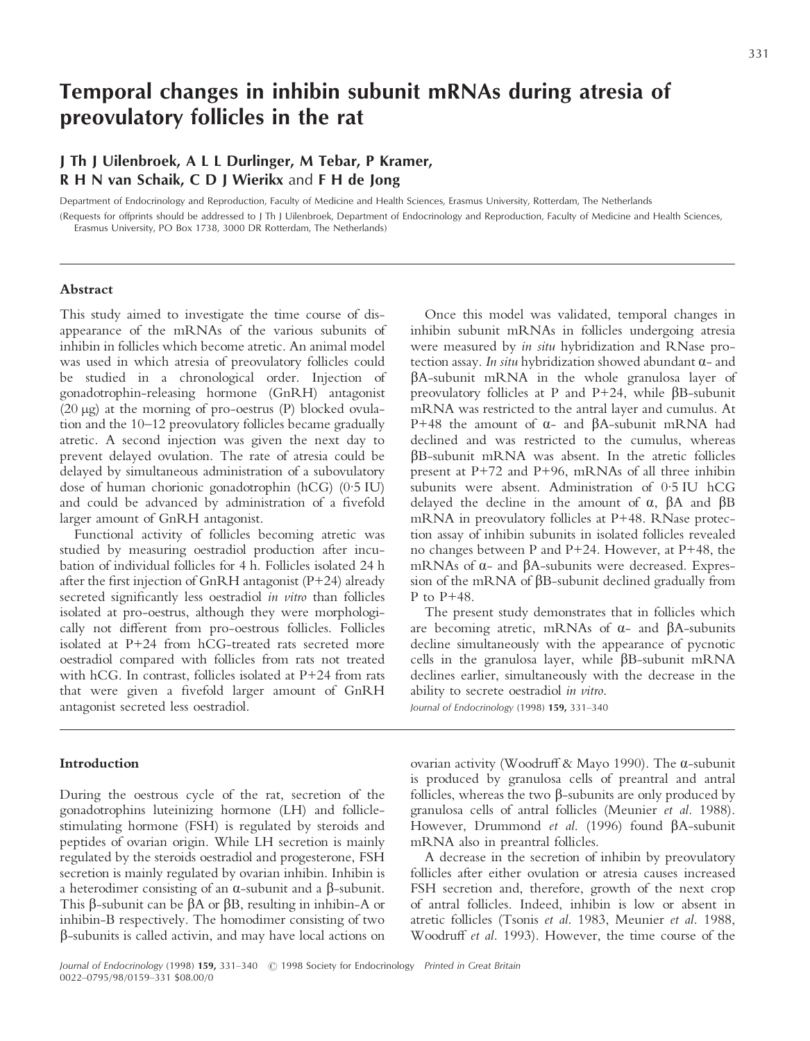# Temporal changes in inhibin subunit mRNAs during atresia of preovulatory follicles in the rat

**J Th J Uilenbroek, A L L Durlinger, M Tebar, P Kramer, R H N van Schaik, C D J Wierikx** and **F H de Jong**

Department of Endocrinology and Reproduction, Faculty of Medicine and Health Sciences, Erasmus University, Rotterdam, The Netherlands

(Requests for offprints should be addressed to J Th J Uilenbroek, Department of Endocrinology and Reproduction, Faculty of Medicine and Health Sciences, Erasmus University, PO Box 1738, 3000 DR Rotterdam, The Netherlands)

## Abstract

This study aimed to investigate the time course of disappearance of the mRNAs of the various subunits of inhibin in follicles which become atretic. An animal model was used in which atresia of preovulatory follicles could be studied in a chronological order. Injection of gonadotrophin-releasing hormone (GnRH) antagonist (20 μg) at the morning of pro-oestrus (P) blocked ovulation and the 10–12 preovulatory follicles became gradually atretic. A second injection was given the next day to prevent delayed ovulation. The rate of atresia could be delayed by simultaneous administration of a subovulatory dose of human chorionic gonadotrophin (hCG) (0·5 IU) and could be advanced by administration of a fivefold larger amount of GnRH antagonist.

Functional activity of follicles becoming atretic was studied by measuring oestradiol production after incubation of individual follicles for 4 h. Follicles isolated 24 h after the first injection of GnRH antagonist (P+24) already secreted significantly less oestradiol *in vitro* than follicles isolated at pro-oestrus, although they were morphologically not different from pro-oestrous follicles. Follicles isolated at P+24 from hCG-treated rats secreted more oestradiol compared with follicles from rats not treated with hCG. In contrast, follicles isolated at P+24 from rats that were given a fivefold larger amount of GnRH antagonist secreted less oestradiol.

Once this model was validated, temporal changes in inhibin subunit mRNAs in follicles undergoing atresia were measured by *in situ* hybridization and RNase protection assay. *In situ* hybridization showed abundant α- and βA-subunit mRNA in the whole granulosa layer of preovulatory follicles at P and P+24, while βB-subunit mRNA was restricted to the antral layer and cumulus. At P+48 the amount of α- and βA-subunit mRNA had declined and was restricted to the cumulus, whereas βB-subunit mRNA was absent. In the atretic follicles present at P+72 and P+96, mRNAs of all three inhibin subunits were absent. Administration of 0·5 IU hCG delayed the decline in the amount of α, βA and βB mRNA in preovulatory follicles at P+48. RNase protection assay of inhibin subunits in isolated follicles revealed no changes between P and P+24. However, at P+48, the mRNAs of α- and βA-subunits were decreased. Expression of the mRNA of βB-subunit declined gradually from P to P+48.

The present study demonstrates that in follicles which are becoming atretic, mRNAs of α- and βA-subunits decline simultaneously with the appearance of pycnotic cells in the granulosa layer, while βB-subunit mRNA declines earlier, simultaneously with the decrease in the ability to secrete oestradiol *in vitro*.

*Journal of Endocrinology* (1998) **159**, 331–340

## Introduction

During the oestrous cycle of the rat, secretion of the gonadotrophins luteinizing hormone (LH) and follicle-stimulating hormone (FSH) is regulated by steroids and peptides of ovarian origin. While LH secretion is mainly regulated by the steroids oestradiol and progesterone, FSH secretion is mainly regulated by ovarian inhibin. Inhibin is a heterodimer consisting of an α-subunit and a β-subunit. This β-subunit can be βA or βB, resulting in inhibin-A or inhibin-B respectively. The homodimer consisting of two β-subunits is called activin, and may have local actions on ovarian activity (Woodruff & Mayo 1990). The α-subunit is produced by granulosa cells of preantral and antral follicles, whereas the two β-subunits are only produced by granulosa cells of antral follicles (Meunier *et al.* 1988). However, Drummond *et al.* (1996) found βA-subunit mRNA also in preantral follicles.

A decrease in the secretion of inhibin by preovulatory follicles after either ovulation or atresia causes increased FSH secretion and, therefore, growth of the next crop of antral follicles. Indeed, inhibin is low or absent in atretic follicles (Tsonis *et al.* 1983, Meunier *et al.* 1988, Woodruff *et al.* 1993). However, the time course of the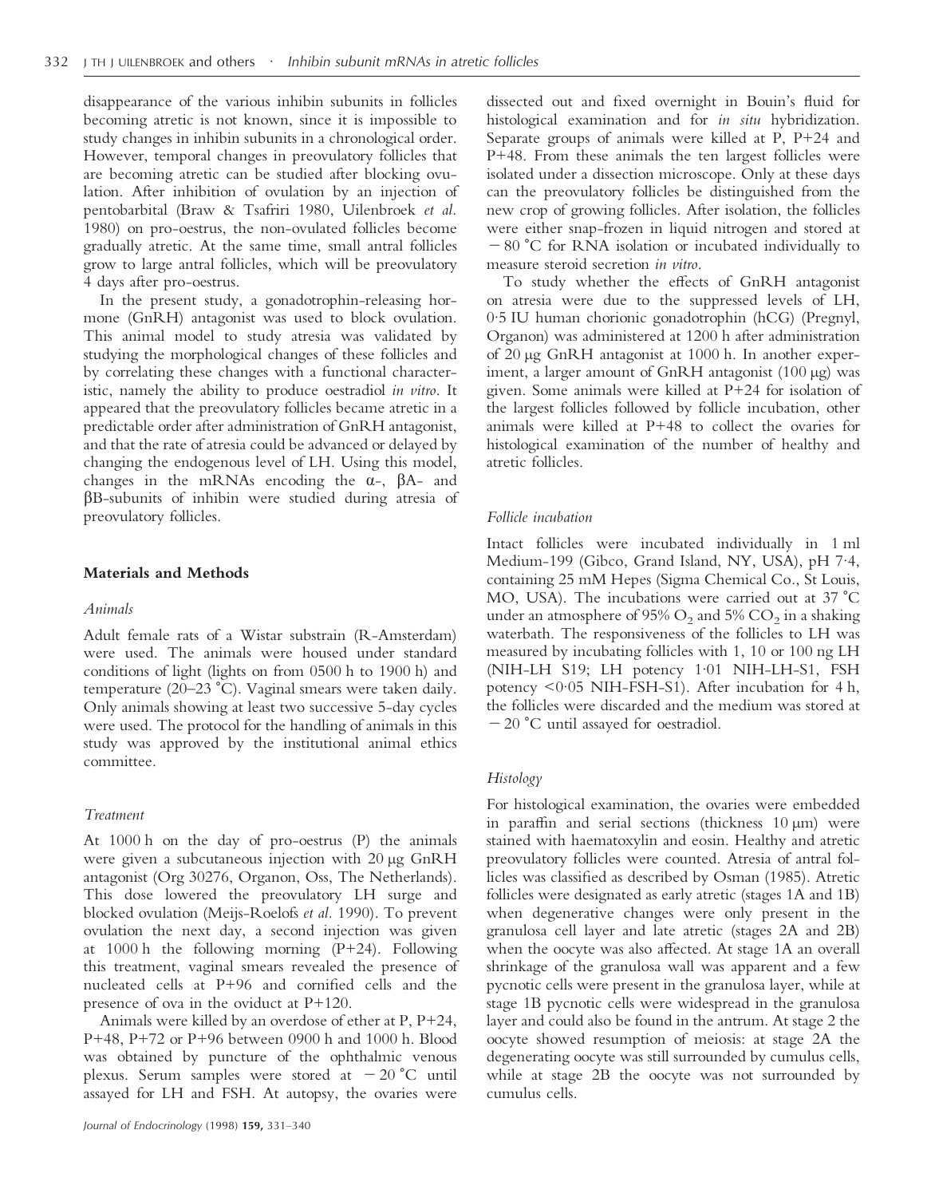disappearance of the various inhibin subunits in follicles becoming atretic is not known, since it is impossible to study changes in inhibin subunits in a chronological order. However, temporal changes in preovulatory follicles that are becoming atretic can be studied after blocking ovulation. After inhibition of ovulation by an injection of pentobarbital (Braw & Tsafriri 1980, Uilenbroek *et al.* 1980) on pro-oestrus, the non-ovulated follicles become gradually atretic. At the same time, small antral follicles grow to large antral follicles, which will be preovulatory 4 days after pro-oestrus.

In the present study, a gonadotrophin-releasing hormone (GnRH) antagonist was used to block ovulation. This animal model to study atresia was validated by studying the morphological changes of these follicles and by correlating these changes with a functional characteristic, namely the ability to produce oestradiol *in vitro*. It appeared that the preovulatory follicles became atretic in a predictable order after administration of GnRH antagonist, and that the rate of atresia could be advanced or delayed by changing the endogenous level of LH. Using this model, changes in the mRNAs encoding the α-, βA- and βB-subunits of inhibin were studied during atresia of preovulatory follicles.

## Materials and Methods

### *Animals*

Adult female rats of a Wistar substrain (R-Amsterdam) were used. The animals were housed under standard conditions of light (lights on from 0500 h to 1900 h) and temperature (20–23 °C). Vaginal smears were taken daily. Only animals showing at least two successive 5-day cycles were used. The protocol for the handling of animals in this study was approved by the institutional animal ethics committee.

### *Treatment*

At 1000 h on the day of pro-oestrus (P) the animals were given a subcutaneous injection with 20 µg GnRH antagonist (Org 30276, Organon, Oss, The Netherlands). This dose lowered the preovulatory LH surge and blocked ovulation (Meijs-Roelofs *et al.* 1990). To prevent ovulation the next day, a second injection was given at 1000 h the following morning (P+24). Following this treatment, vaginal smears revealed the presence of nucleated cells at P+96 and cornified cells and the presence of ova in the oviduct at P+120.

Animals were killed by an overdose of ether at P, P+24, P+48, P+72 or P+96 between 0900 h and 1000 h. Blood was obtained by puncture of the ophthalmic venous plexus. Serum samples were stored at −20 °C until assayed for LH and FSH. At autopsy, the ovaries were dissected out and fixed overnight in Bouin's fluid for histological examination and for *in situ* hybridization. Separate groups of animals were killed at P, P+24 and P+48. From these animals the ten largest follicles were isolated under a dissection microscope. Only at these days can the preovulatory follicles be distinguished from the new crop of growing follicles. After isolation, the follicles were either snap-frozen in liquid nitrogen and stored at −80 °C for RNA isolation or incubated individually to measure steroid secretion *in vitro*.

To study whether the effects of GnRH antagonist on atresia were due to the suppressed levels of LH, 0·5 IU human chorionic gonadotrophin (hCG) (Pregnyl, Organon) was administered at 1200 h after administration of 20 µg GnRH antagonist at 1000 h. In another experiment, a larger amount of GnRH antagonist (100 µg) was given. Some animals were killed at P+24 for isolation of the largest follicles followed by follicle incubation, other animals were killed at P+48 to collect the ovaries for histological examination of the number of healthy and atretic follicles.

### *Follicle incubation*

Intact follicles were incubated individually in 1 ml Medium-199 (Gibco, Grand Island, NY, USA), pH 7·4, containing 25 mM Hepes (Sigma Chemical Co., St Louis, MO, USA). The incubations were carried out at 37 °C under an atmosphere of 95% $O_2$ and 5% $CO_2$ in a shaking waterbath. The responsiveness of the follicles to LH was measured by incubating follicles with 1, 10 or 100 ng LH (NIH-LH S19; LH potency 1·01 NIH-LH-S1, FSH potency <0·05 NIH-FSH-S1). After incubation for 4 h, the follicles were discarded and the medium was stored at −20 °C until assayed for oestradiol.

### *Histology*

For histological examination, the ovaries were embedded in paraffin and serial sections (thickness 10 µm) were stained with haematoxylin and eosin. Healthy and atretic preovulatory follicles were counted. Atresia of antral follicles was classified as described by Osman (1985). Atretic follicles were designated as early atretic (stages 1A and 1B) when degenerative changes were only present in the granulosa cell layer and late atretic (stages 2A and 2B) when the oocyte was also affected. At stage 1A an overall shrinkage of the granulosa wall was apparent and a few pycnotic cells were present in the granulosa layer, while at stage 1B pycnotic cells were widespread in the granulosa layer and could also be found in the antrum. At stage 2 the oocyte showed resumption of meiosis: at stage 2A the degenerating oocyte was still surrounded by cumulus cells, while at stage 2B the oocyte was not surrounded by cumulus cells.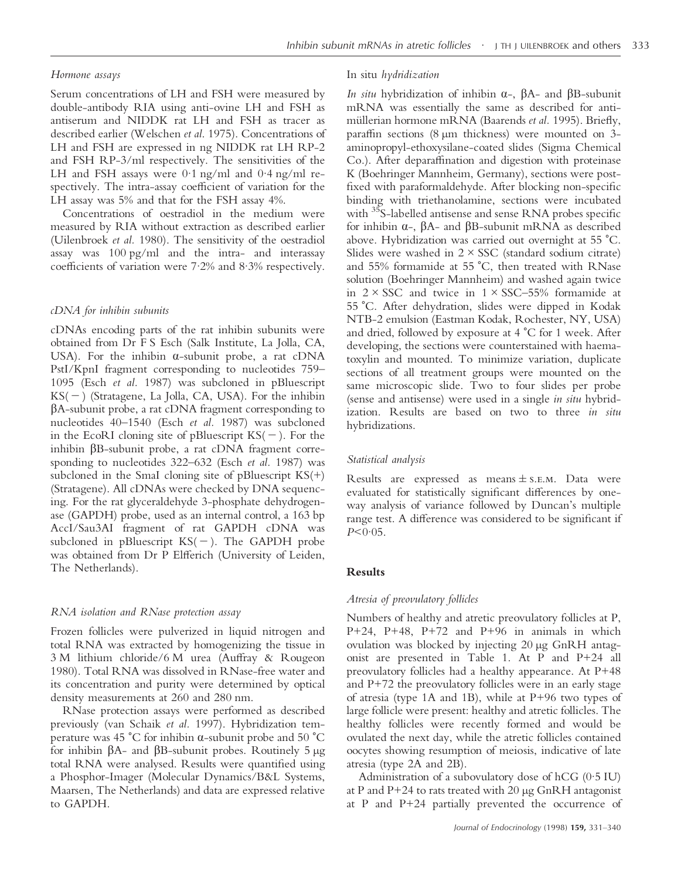### *Hormone assays*

Serum concentrations of LH and FSH were measured by double-antibody RIA using anti-ovine LH and FSH as antiserum and NIDDK rat LH and FSH as tracer as described earlier (Welschen *et al.* 1975). Concentrations of LH and FSH are expressed in ng NIDDK rat LH RP-2 and FSH RP-3/ml respectively. The sensitivities of the LH and FSH assays were 0·1 ng/ml and 0·4 ng/ml respectively. The intra-assay coefficient of variation for the LH assay was 5% and that for the FSH assay 4%.

Concentrations of oestradiol in the medium were measured by RIA without extraction as described earlier (Uilenbroek *et al.* 1980). The sensitivity of the oestradiol assay was 100 pg/ml and the intra- and interassay coefficients of variation were 7·2% and 8·3% respectively.

### *cDNA for inhibin subunits*

cDNAs encoding parts of the rat inhibin subunits were obtained from Dr F S Esch (Salk Institute, La Jolla, CA, USA). For the inhibin α-subunit probe, a rat cDNA PstI/KpnI fragment corresponding to nucleotides 759–1095 (Esch *et al.* 1987) was subcloned in pBluescript KS(−) (Stratagene, La Jolla, CA, USA). For the inhibin βA-subunit probe, a rat cDNA fragment corresponding to nucleotides 40–1540 (Esch *et al.* 1987) was subcloned in the EcoRI cloning site of pBluescript KS(−). For the inhibin βB-subunit probe, a rat cDNA fragment corresponding to nucleotides 322–632 (Esch *et al.* 1987) was subcloned in the SmaI cloning site of pBluescript KS(+) (Stratagene). All cDNAs were checked by DNA sequencing. For the rat glyceraldehyde 3-phosphate dehydrogenase (GAPDH) probe, used as an internal control, a 163 bp AccI/Sau3AI fragment of rat GAPDH cDNA was subcloned in pBluescript KS(−). The GAPDH probe was obtained from Dr P Elfferich (University of Leiden, The Netherlands).

### *RNA isolation and RNase protection assay*

Frozen follicles were pulverized in liquid nitrogen and total RNA was extracted by homogenizing the tissue in 3 M lithium chloride/6 M urea (Auffray & Rougeon 1980). Total RNA was dissolved in RNase-free water and its concentration and purity were determined by optical density measurements at 260 and 280 nm.

RNase protection assays were performed as described previously (van Schaik *et al.* 1997). Hybridization temperature was 45 °C for inhibin α-subunit probe and 50 °C for inhibin βA- and βB-subunit probes. Routinely 5 μg total RNA were analysed. Results were quantified using a Phosphor-Imager (Molecular Dynamics/B&L Systems, Maarsen, The Netherlands) and data are expressed relative to GAPDH.

### In situ *hydridization*

*In situ* hybridization of inhibin α-, βA- and βB-subunit mRNA was essentially the same as described for anti-müllerian hormone mRNA (Baarends *et al.* 1995). Briefly, paraffin sections (8 μm thickness) were mounted on 3-aminopropyl-ethoxysilane-coated slides (Sigma Chemical Co.). After deparaffination and digestion with proteinase K (Boehringer Mannheim, Germany), sections were post-fixed with paraformaldehyde. After blocking non-specific binding with triethanolamine, sections were incubated with $^{35}$S-labelled antisense and sense RNA probes specific for inhibin α-, βA- and βB-subunit mRNA as described above. Hybridization was carried out overnight at 55 °C. Slides were washed in 2 × SSC (standard sodium citrate) and 55% formamide at 55 °C, then treated with RNase solution (Boehringer Mannheim) and washed again twice in 2 × SSC and twice in 1 × SSC–55% formamide at 55 °C. After dehydration, slides were dipped in Kodak NTB-2 emulsion (Eastman Kodak, Rochester, NY, USA) and dried, followed by exposure at 4 °C for 1 week. After developing, the sections were counterstained with haematoxylin and mounted. To minimize variation, duplicate sections of all treatment groups were mounted on the same microscopic slide. Two to four slides per probe (sense and antisense) were used in a single *in situ* hybridization. Results are based on two to three *in situ* hybridizations.

### *Statistical analysis*

Results are expressed as means ± S.E.M. Data were evaluated for statistically significant differences by one-way analysis of variance followed by Duncan's multiple range test. A difference was considered to be significant if $P<0·05$.

## **Results**

### *Atresia of preovulatory follicles*

Numbers of healthy and atretic preovulatory follicles at P, P+24, P+48, P+72 and P+96 in animals in which ovulation was blocked by injecting 20 μg GnRH antagonist are presented in Table 1. At P and P+24 all preovulatory follicles had a healthy appearance. At P+48 and P+72 the preovulatory follicles were in an early stage of atresia (type 1A and 1B), while at P+96 two types of large follicle were present: healthy and atretic follicles. The healthy follicles were recently formed and would be ovulated the next day, while the atretic follicles contained oocytes showing resumption of meiosis, indicative of late atresia (type 2A and 2B).

Administration of a subovulatory dose of hCG (0·5 IU) at P and P+24 to rats treated with 20 μg GnRH antagonist at P and P+24 partially prevented the occurrence of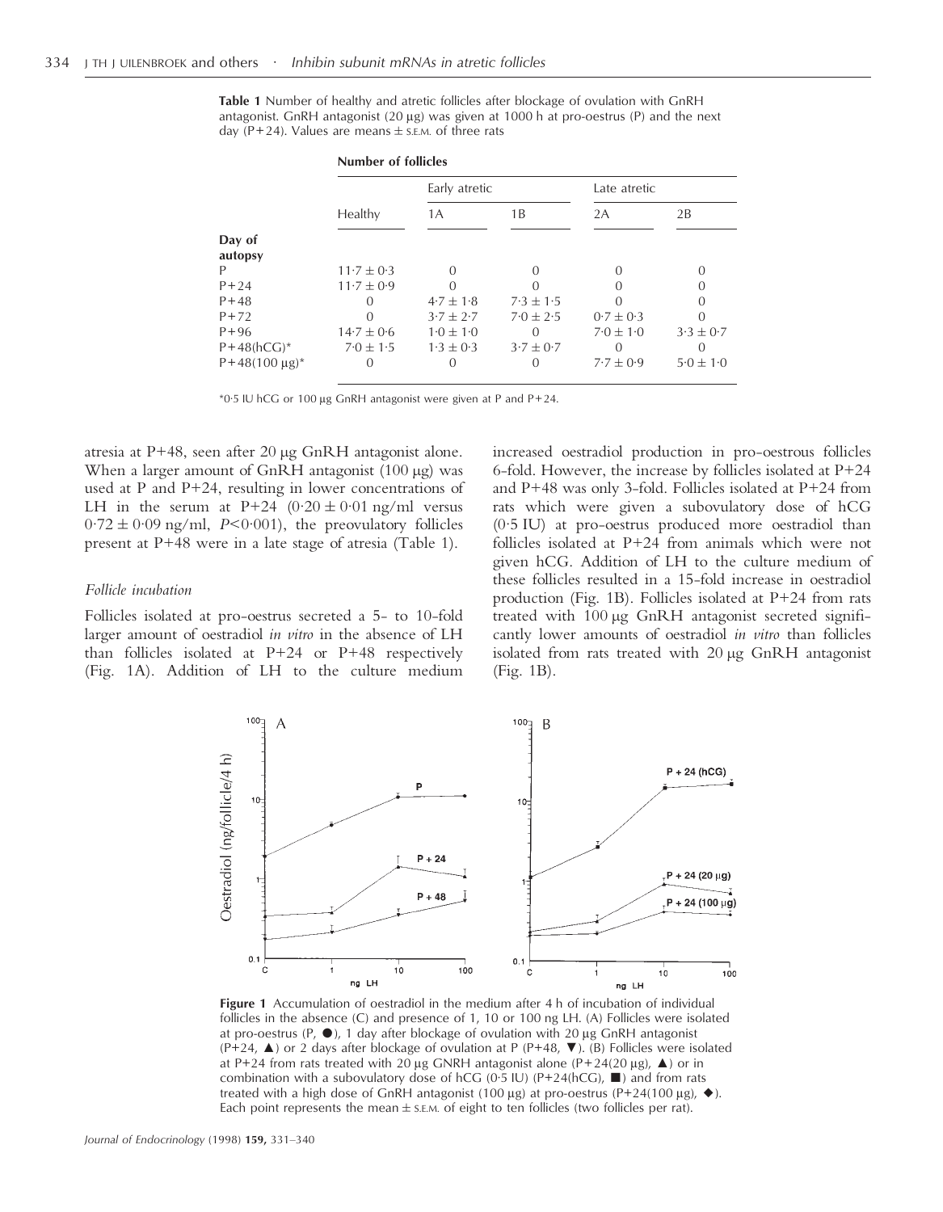**Table 1** Number of healthy and atretic follicles after blockage of ovulation with GnRH antagonist. GnRH antagonist (20 μg) was given at 1000 h at pro-oestrus (P) and the next day (P+24). Values are means ± S.E.M. of three rats

| | Number of follicles | | | | |
|---|---|---|---|---|---|
| | | Early atretic | | Late atretic | |
| | Healthy | 1A | 1B | 2A | 2B |
| **Day of autopsy** | | | | | |
| P | 11·7 ± 0·3 | 0 | 0 | 0 | 0 |
| P+24 | 11·7 ± 0·9 | 0 | 0 | 0 | 0 |
| P+48 | 0 | 4·7 ± 1·8 | 7·3 ± 1·5 | 0 | 0 |
| P+72 | 0 | 3·7 ± 2·7 | 7·0 ± 2·5 | 0·7 ± 0·3 | 0 |
| P+96 | 14·7 ± 0·6 | 1·0 ± 1·0 | 0 | 7·0 ± 1·0 | 3·3 ± 0·7 |
| P+48(hCG)* | 7·0 ± 1·5 | 1·3 ± 0·3 | 3·7 ± 0·7 | 0 | 0 |
| P+48(100 μg)* | 0 | 0 | 0 | 7·7 ± 0·9 | 5·0 ± 1·0 |

*0·5 IU hCG or 100 μg GnRH antagonist were given at P and P+24.

atresia at P+48, seen after 20 μg GnRH antagonist alone. When a larger amount of GnRH antagonist (100 μg) was used at P and P+24, resulting in lower concentrations of LH in the serum at P+24 (0·20 ± 0·01 ng/ml versus 0·72 ± 0·09 ng/ml, $P<0·001$), the preovulatory follicles present at P+48 were in a late stage of atresia (Table 1).

*Follicle incubation*

Follicles isolated at pro-oestrus secreted a 5- to 10-fold larger amount of oestradiol *in vitro* in the absence of LH than follicles isolated at P+24 or P+48 respectively (Fig. 1A). Addition of LH to the culture medium increased oestradiol production in pro-oestrous follicles 6-fold. However, the increase by follicles isolated at P+24 and P+48 was only 3-fold. Follicles isolated at P+24 from rats which were given a subovulatory dose of hCG (0·5 IU) at pro-oestrus produced more oestradiol than follicles isolated at P+24 from animals which were not given hCG. Addition of LH to the culture medium of these follicles resulted in a 15-fold increase in oestradiol production (Fig. 1B). Follicles isolated at P+24 from rats treated with 100 μg GnRH antagonist secreted significantly lower amounts of oestradiol *in vitro* than follicles isolated from rats treated with 20 μg GnRH antagonist (Fig. 1B).

**Figure 1** Accumulation of oestradiol in the medium after 4 h of incubation of individual follicles in the absence (C) and presence of 1, 10 or 100 ng LH. (A) Follicles were isolated at pro-oestrus (P, ●), 1 day after blockage of ovulation with 20 μg GnRH antagonist (P+24, ▲) or 2 days after blockage of ovulation at P (P+48, ▼). (B) Follicles were isolated at P+24 from rats treated with 20 μg GNRH antagonist alone (P+24(20 μg), ▲) or in combination with a subovulatory dose of hCG (0·5 IU) (P+24(hCG), ■) and from rats treated with a high dose of GnRH antagonist (100 μg) at pro-oestrus (P+24(100 μg), ◆). Each point represents the mean ± S.E.M. of eight to ten follicles (two follicles per rat).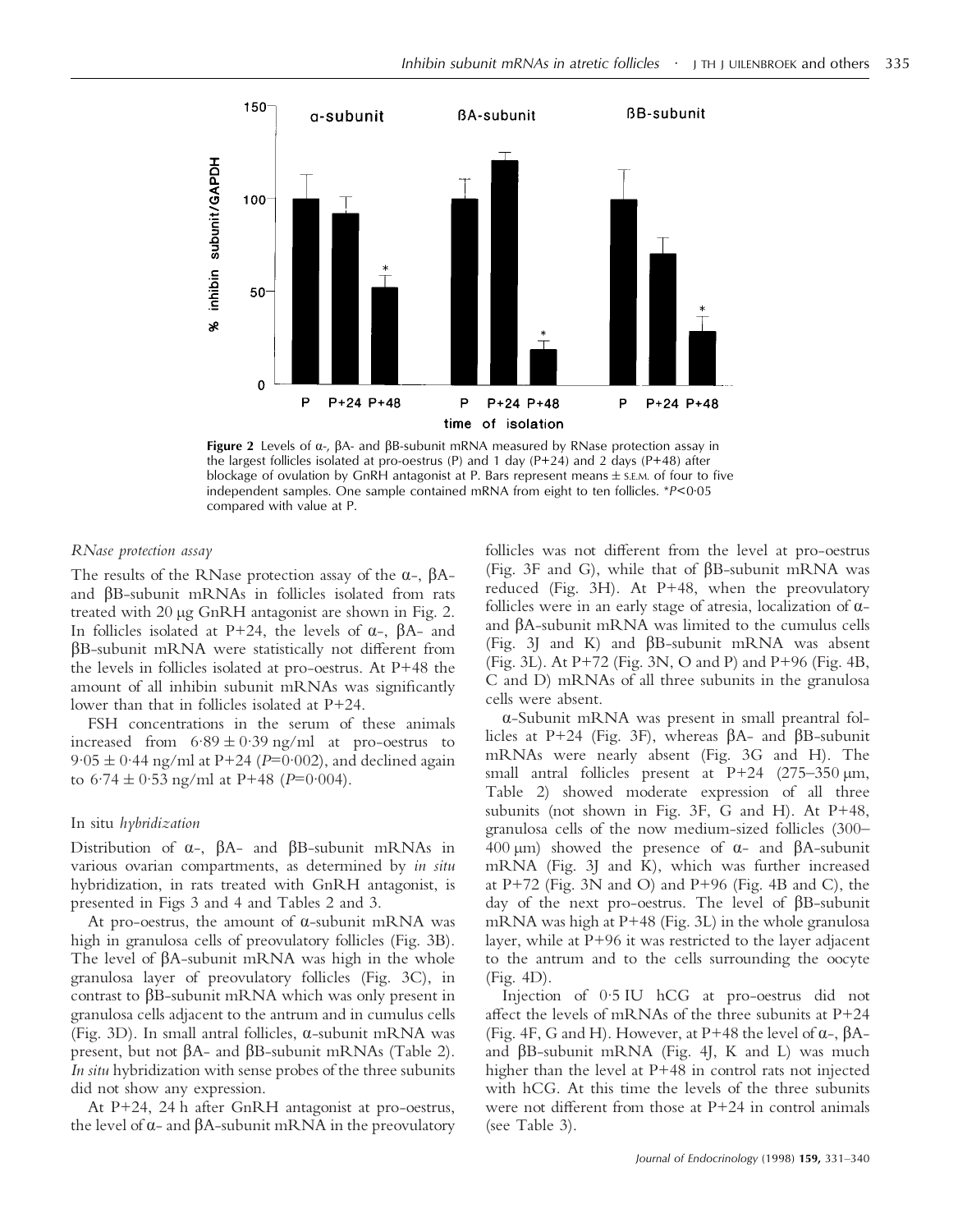**Figure 2** Levels of α-, βA- and βB-subunit mRNA measured by RNase protection assay in the largest follicles isolated at pro-oestrus (P) and 1 day (P+24) and 2 days (P+48) after blockage of ovulation by GnRH antagonist at P. Bars represent means ± S.E.M. of four to five independent samples. One sample contained mRNA from eight to ten follicles. *$P<0 \cdot 05$ compared with value at P.

### *RNase protection assay*

The results of the RNase protection assay of the α-, βA- and βB-subunit mRNAs in follicles isolated from rats treated with 20 µg GnRH antagonist are shown in Fig. 2. In follicles isolated at P+24, the levels of α-, βA- and βB-subunit mRNA were statistically not different from the levels in follicles isolated at pro-oestrus. At P+48 the amount of all inhibin subunit mRNAs was significantly lower than that in follicles isolated at P+24.

FSH concentrations in the serum of these animals increased from 6·89 ± 0·39 ng/ml at pro-oestrus to 9·05 ± 0·44 ng/ml at P+24 ($P$=0·002), and declined again to 6·74 ± 0·53 ng/ml at P+48 ($P$=0·004).

### In situ *hybridization*

Distribution of α-, βA- and βB-subunit mRNAs in various ovarian compartments, as determined by *in situ* hybridization, in rats treated with GnRH antagonist, is presented in Figs 3 and 4 and Tables 2 and 3.

At pro-oestrus, the amount of α-subunit mRNA was high in granulosa cells of preovulatory follicles (Fig. 3B). The level of βA-subunit mRNA was high in the whole granulosa layer of preovulatory follicles (Fig. 3C), in contrast to βB-subunit mRNA which was only present in granulosa cells adjacent to the antrum and in cumulus cells (Fig. 3D). In small antral follicles, α-subunit mRNA was present, but not βA- and βB-subunit mRNAs (Table 2). *In situ* hybridization with sense probes of the three subunits did not show any expression.

At P+24, 24 h after GnRH antagonist at pro-oestrus, the level of α- and βA-subunit mRNA in the preovulatory follicles was not different from the level at pro-oestrus (Fig. 3F and G), while that of βB-subunit mRNA was reduced (Fig. 3H). At P+48, when the preovulatory follicles were in an early stage of atresia, localization of α- and βA-subunit mRNA was limited to the cumulus cells (Fig. 3J and K) and βB-subunit mRNA was absent (Fig. 3L). At P+72 (Fig. 3N, O and P) and P+96 (Fig. 4B, C and D) mRNAs of all three subunits in the granulosa cells were absent.

α-Subunit mRNA was present in small preantral follicles at P+24 (Fig. 3F), whereas βA- and βB-subunit mRNAs were nearly absent (Fig. 3G and H). The small antral follicles present at P+24 (275–350 µm, Table 2) showed moderate expression of all three subunits (not shown in Fig. 3F, G and H). At P+48, granulosa cells of the now medium-sized follicles (300–400 µm) showed the presence of α- and βA-subunit mRNA (Fig. 3J and K), which was further increased at P+72 (Fig. 3N and O) and P+96 (Fig. 4B and C), the day of the next pro-oestrus. The level of βB-subunit mRNA was high at P+48 (Fig. 3L) in the whole granulosa layer, while at P+96 it was restricted to the layer adjacent to the antrum and to the cells surrounding the oocyte (Fig. 4D).

Injection of 0·5 IU hCG at pro-oestrus did not affect the levels of mRNAs of the three subunits at P+24 (Fig. 4F, G and H). However, at P+48 the level of α-, βA- and βB-subunit mRNA (Fig. 4J, K and L) was much higher than the level at P+48 in control rats not injected with hCG. At this time the levels of the three subunits were not different from those at P+24 in control animals (see Table 3).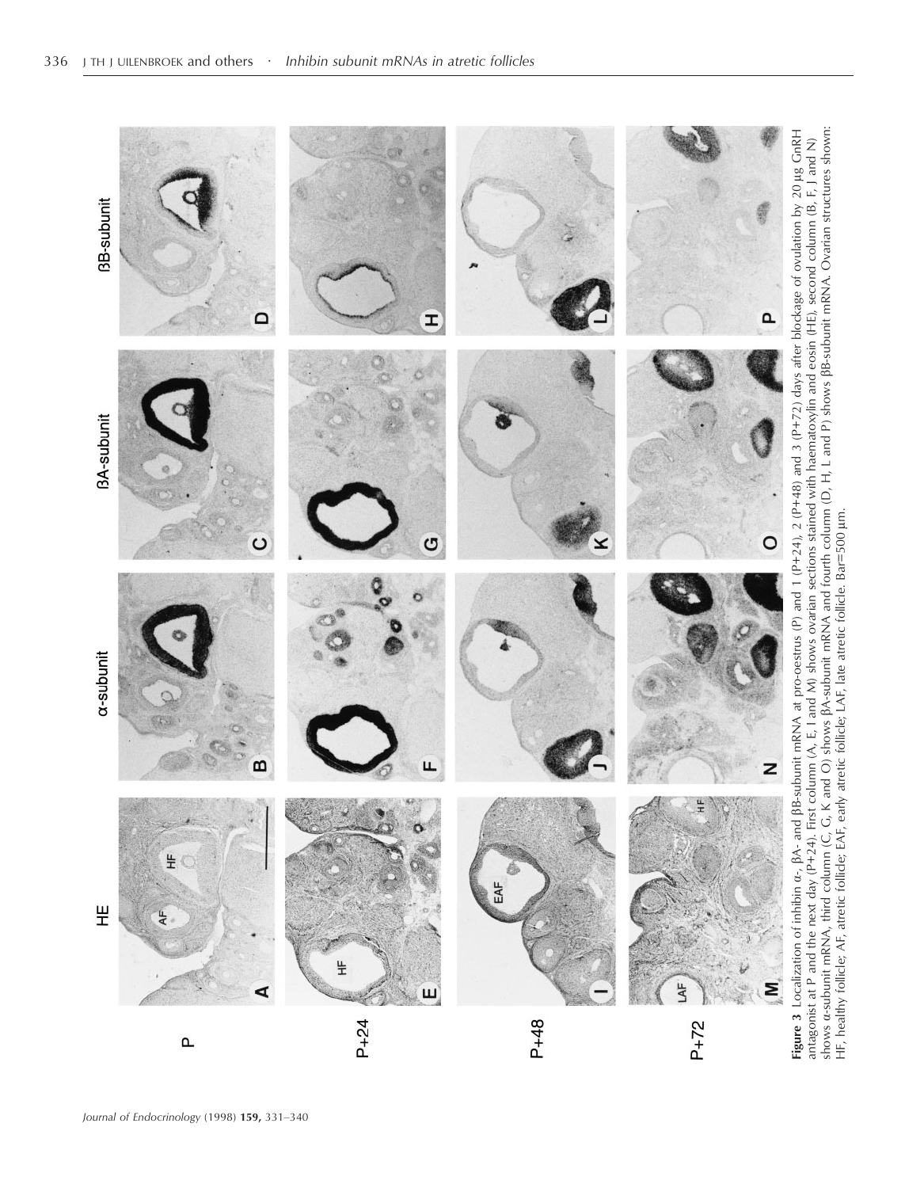**Figure 3** Localization of inhibin α-, βA- and βB-subunit mRNA at pro-oestrus (P) and 1 (P+24), 2 (P+48) and 3 (P+72) days after blockage of ovulation by 20 μg GnRH antagonist at P and the next day (P+24). First column (A, E, I and M) shows ovarian sections stained with haematoxylin and eosin (HE), second column (B, F, J and N) shows α-subunit mRNA, third column (C, G, K and O) shows βA-subunit mRNA and fourth column (D, H, L and P) shows βB-subunit mRNA. Ovarian structures shown: HF, healthy follicle; AF, atretic follicle; EAF, early atretic follicle; LAF, late atretic follicle. Bar=500 μm.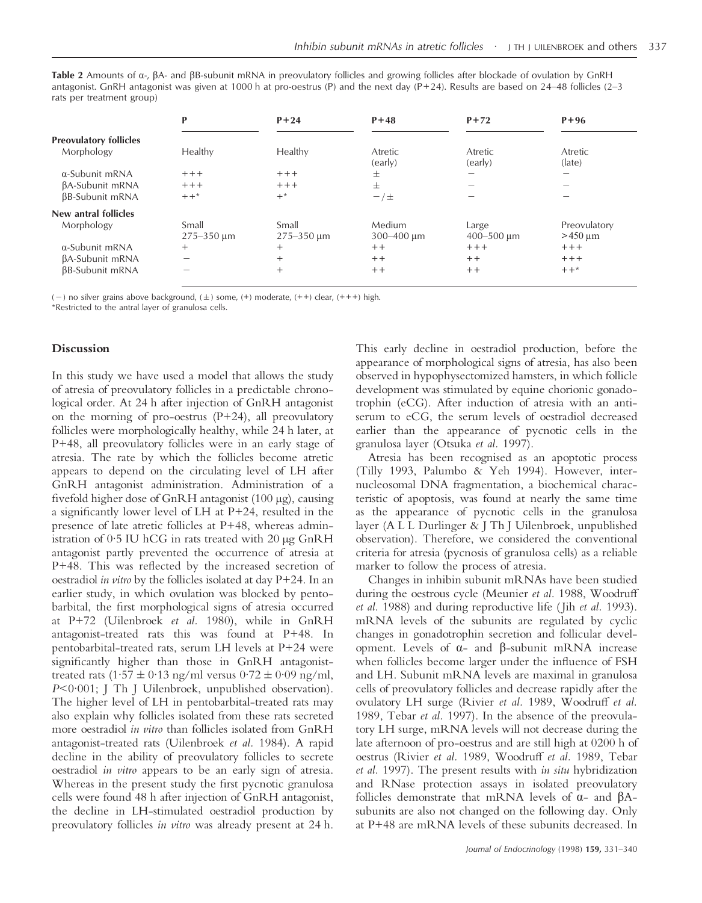**Table 2** Amounts of α-, βA- and βB-subunit mRNA in preovulatory follicles and growing follicles after blockade of ovulation by GnRH antagonist. GnRH antagonist was given at 1000 h at pro-oestrus (P) and the next day (P+24). Results are based on 24–48 follicles (2–3 rats per treatment group)

| | P | P+24 | P+48 | P+72 | P+96 |
|---|---|---|---|---|---|
| **Preovulatory follicles** | | | | | |
| Morphology | Healthy | Healthy | Atretic (early) | Atretic (early) | Atretic (late) |
| α-Subunit mRNA | +++ | +++ | ± | – | – |
| βA-Subunit mRNA | +++ | +++ | ± | – | – |
| βB-Subunit mRNA | ++* | +* | –/± | – | – |
| **New antral follicles** | | | | | |
| Morphology | Small 275–350 μm | Small 275–350 μm | Medium 300–400 μm | Large 400–500 μm | Preovulatory >450 μm |
| α-Subunit mRNA | + | + | ++ | +++ | +++ |
| βA-Subunit mRNA | – | + | ++ | ++ | +++ |
| βB-Subunit mRNA | – | + | ++ | ++ | ++* |

(–) no silver grains above background, (±) some, (+) moderate, (++) clear, (+++) high.
*Restricted to the antral layer of granulosa cells.

## Discussion

In this study we have used a model that allows the study of atresia of preovulatory follicles in a predictable chronological order. At 24 h after injection of GnRH antagonist on the morning of pro-oestrus (P+24), all preovulatory follicles were morphologically healthy, while 24 h later, at P+48, all preovulatory follicles were in an early stage of atresia. The rate by which the follicles become atretic appears to depend on the circulating level of LH after GnRH antagonist administration. Administration of a fivefold higher dose of GnRH antagonist (100 μg), causing a significantly lower level of LH at P+24, resulted in the presence of late atretic follicles at P+48, whereas administration of 0·5 IU hCG in rats treated with 20 μg GnRH antagonist partly prevented the occurrence of atresia at P+48. This was reflected by the increased secretion of oestradiol *in vitro* by the follicles isolated at day P+24. In an earlier study, in which ovulation was blocked by pentobarbital, the first morphological signs of atresia occurred at P+72 (Uilenbroek *et al.* 1980), while in GnRH antagonist-treated rats this was found at P+48. In pentobarbital-treated rats, serum LH levels at P+24 were significantly higher than those in GnRH antagonist-treated rats (1·57 ± 0·13 ng/ml versus 0·72 ± 0·09 ng/ml, $P<0·001$; J Th J Uilenbroek, unpublished observation). The higher level of LH in pentobarbital-treated rats may also explain why follicles isolated from these rats secreted more oestradiol *in vitro* than follicles isolated from GnRH antagonist-treated rats (Uilenbroek *et al.* 1984). A rapid decline in the ability of preovulatory follicles to secrete oestradiol *in vitro* appears to be an early sign of atresia. Whereas in the present study the first pycnotic granulosa cells were found 48 h after injection of GnRH antagonist, the decline in LH-stimulated oestradiol production by preovulatory follicles *in vitro* was already present at 24 h. This early decline in oestradiol production, before the appearance of morphological signs of atresia, has also been observed in hypophysectomized hamsters, in which follicle development was stimulated by equine chorionic gonadotrophin (eCG). After induction of atresia with an antiserum to eCG, the serum levels of oestradiol decreased earlier than the appearance of pycnotic cells in the granulosa layer (Otsuka *et al.* 1997).

Atresia has been recognised as an apoptotic process (Tilly 1993, Palumbo & Yeh 1994). However, internucleosomal DNA fragmentation, a biochemical characteristic of apoptosis, was found at nearly the same time as the appearance of pycnotic cells in the granulosa layer (A L L Durlinger & J Th J Uilenbroek, unpublished observation). Therefore, we considered the conventional criteria for atresia (pycnosis of granulosa cells) as a reliable marker to follow the process of atresia.

Changes in inhibin subunit mRNAs have been studied during the oestrous cycle (Meunier *et al.* 1988, Woodruff *et al.* 1988) and during reproductive life (Jih *et al.* 1993). mRNA levels of the subunits are regulated by cyclic changes in gonadotrophin secretion and follicular development. Levels of α- and β-subunit mRNA increase when follicles become larger under the influence of FSH and LH. Subunit mRNA levels are maximal in granulosa cells of preovulatory follicles and decrease rapidly after the ovulatory LH surge (Rivier *et al.* 1989, Woodruff *et al.* 1989, Tebar *et al.* 1997). In the absence of the preovulatory LH surge, mRNA levels will not decrease during the late afternoon of pro-oestrus and are still high at 0200 h of oestrus (Rivier *et al.* 1989, Woodruff *et al.* 1989, Tebar *et al.* 1997). The present results with *in situ* hybridization and RNase protection assays in isolated preovulatory follicles demonstrate that mRNA levels of α- and βA-subunits are also not changed on the following day. Only at P+48 are mRNA levels of these subunits decreased. In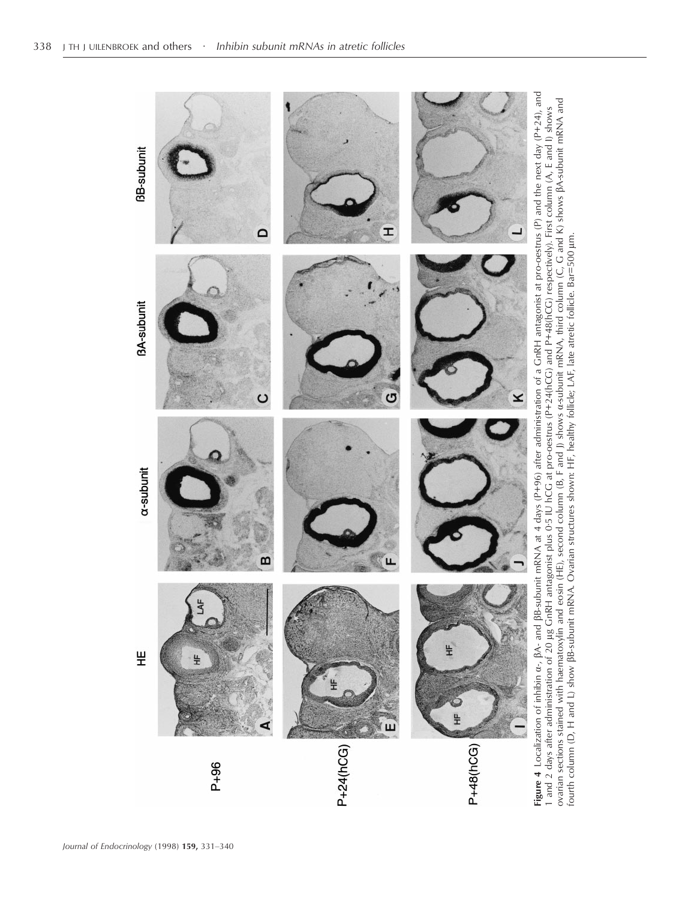**Figure 4** Localization of inhibin α-, βA- and βB-subunit mRNA at 4 days (P+96) after administration of a GnRH antagonist at pro-oestrus (P) and the next day (P+24), and 1 and 2 days after administration of 20 μg GnRH antagonist plus 0·5 IU hCG at pro-oestrus (P+24(hCG) and P+48(hCG) respectively). First column (A, E and I) shows ovarian sections stained with haematoxylin and eosin (HE), second column (B, F and J) shows α-subunit mRNA, third column (C, G and K) shows βA-subunit mRNA and fourth column (D, H and L) show βB-subunit mRNA. Ovarian structures shown: HF, healthy follicle; LAF, late atretic follicle. Bar=500 μm.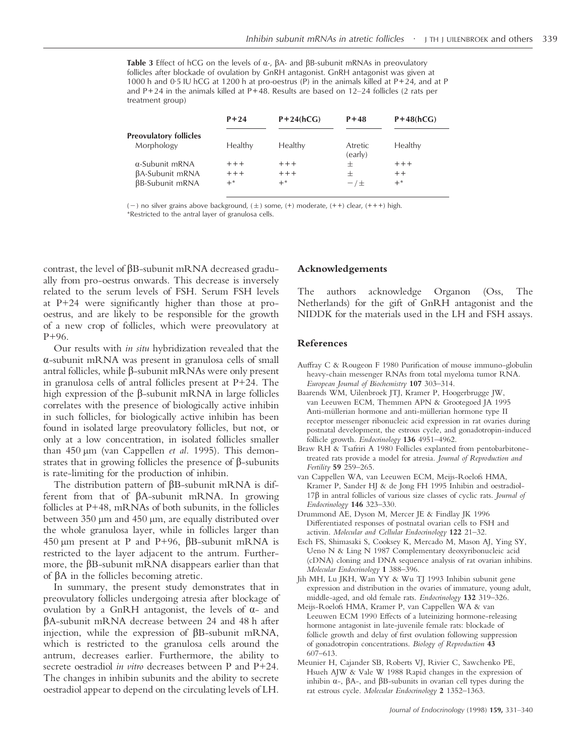**Table 3** Effect of hCG on the levels of α-, βA- and βB-subunit mRNAs in preovulatory follicles after blockade of ovulation by GnRH antagonist. GnRH antagonist was given at 1000 h and 0·5 IU hCG at 1200 h at pro-oestrus (P) in the animals killed at P+24, and at P and P+24 in the animals killed at P+48. Results are based on 12–24 follicles (2 rats per treatment group)

| | P+24 | P+24(hCG) | P+48 | P+48(hCG) |
|---|---|---|---|---|
| **Preovulatory follicles** | | | | |
| Morphology | Healthy | Healthy | Atretic (early) | Healthy |
| α-Subunit mRNA | +++ | +++ | ± | +++ |
| βA-Subunit mRNA | +++ | +++ | ± | ++ |
| βB-Subunit mRNA | +* | +* | −/± | +* |

(−) no silver grains above background, (±) some, (+) moderate, (++) clear, (+++) high.
*Restricted to the antral layer of granulosa cells.

contrast, the level of βB-subunit mRNA decreased gradually from pro-oestrus onwards. This decrease is inversely related to the serum levels of FSH. Serum FSH levels at P+24 were significantly higher than those at pro-oestrus, and are likely to be responsible for the growth of a new crop of follicles, which were preovulatory at P+96.

Our results with *in situ* hybridization revealed that the α-subunit mRNA was present in granulosa cells of small antral follicles, while β-subunit mRNAs were only present in granulosa cells of antral follicles present at P+24. The high expression of the β-subunit mRNA in large follicles correlates with the presence of biologically active inhibin in such follicles, for biologically active inhibin has been found in isolated large preovulatory follicles, but not, or only at a low concentration, in isolated follicles smaller than 450 µm (van Cappellen *et al.* 1995). This demonstrates that in growing follicles the presence of β-subunits is rate-limiting for the production of inhibin.

The distribution pattern of βB-subunit mRNA is different from that of βA-subunit mRNA. In growing follicles at P+48, mRNAs of both subunits, in the follicles between 350 µm and 450 µm, are equally distributed over the whole granulosa layer, while in follicles larger than 450 µm present at P and P+96, βB-subunit mRNA is restricted to the layer adjacent to the antrum. Furthermore, the βB-subunit mRNA disappears earlier than that of βA in the follicles becoming atretic.

In summary, the present study demonstrates that in preovulatory follicles undergoing atresia after blockage of ovulation by a GnRH antagonist, the levels of α- and βA-subunit mRNA decrease between 24 and 48 h after injection, while the expression of βB-subunit mRNA, which is restricted to the granulosa cells around the antrum, decreases earlier. Furthermore, the ability to secrete oestradiol *in vitro* decreases between P and P+24. The changes in inhibin subunits and the ability to secrete oestradiol appear to depend on the circulating levels of LH.

## Acknowledgements

The authors acknowledge Organon (Oss, The Netherlands) for the gift of GnRH antagonist and the NIDDK for the materials used in the LH and FSH assays.

## References

Auffray C & Rougeon F 1980 Purification of mouse immuno-globulin heavy-chain messenger RNAs from total myeloma tumor RNA. *European Journal of Biochemistry* **107** 303–314.

Baarends WM, Uilenbroek JTJ, Kramer P, Hoogerbrugge JW, van Leeuwen ECM, Themmen APN & Grootegoed JA 1995 Anti-müllerian hormone and anti-müllerian hormone type II receptor messenger ribonucleic acid expression in rat ovaries during postnatal development, the estrous cycle, and gonadotropin-induced follicle growth. *Endocrinology* **136** 4951–4962.

Braw RH & Tsafriri A 1980 Follicles explanted from pentobarbitone-treated rats provide a model for atresia. *Journal of Reproduction and Fertility* **59** 259–265.

van Cappellen WA, van Leeuwen ECM, Meijs-Roelofs HMA, Kramer P, Sander HJ & de Jong FH 1995 Inhibin and oestradiol-17β in antral follicles of various size classes of cyclic rats. *Journal of Endocrinology* **146** 323–330.

Drummond AE, Dyson M, Mercer JE & Findlay JK 1996 Differentiated responses of postnatal ovarian cells to FSH and activin. *Molecular and Cellular Endocrinology* **122** 21–32.

Esch FS, Shimasaki S, Cooksey K, Mercado M, Mason AJ, Ying SY, Ueno N & Ling N 1987 Complementary deoxyribonucleic acid (cDNA) cloning and DNA sequence analysis of rat ovarian inhibins. *Molecular Endocrinology* **1** 388–396.

Jih MH, Lu JKH, Wan YY & Wu TJ 1993 Inhibin subunit gene expression and distribution in the ovaries of immature, young adult, middle-aged, and old female rats. *Endocrinology* **132** 319–326.

Meijs-Roelofs HMA, Kramer P, van Cappellen WA & van Leeuwen ECM 1990 Effects of a luteinizing hormone-releasing hormone antagonist in late-juvenile female rats: blockade of follicle growth and delay of first ovulation following suppression of gonadotropin concentrations. *Biology of Reproduction* **43** 607–613.

Meunier H, Cajander SB, Roberts VJ, Rivier C, Sawchenko PE, Hsueh AJW & Vale W 1988 Rapid changes in the expression of inhibin α-, βA-, and βB-subunits in ovarian cell types during the rat estrous cycle. *Molecular Endocrinology* **2** 1352–1363.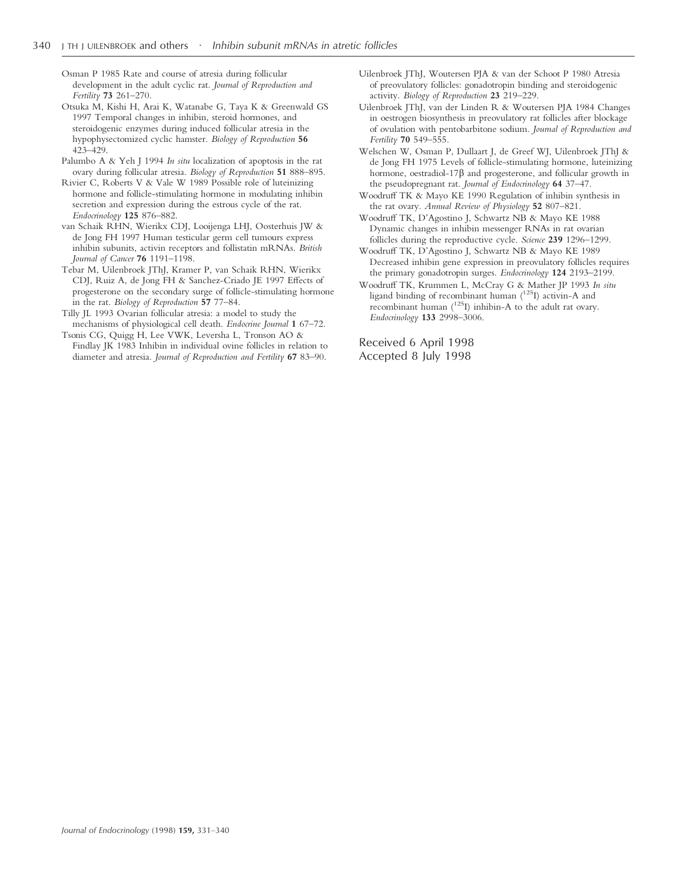Osman P 1985 Rate and course of atresia during follicular development in the adult cyclic rat. *Journal of Reproduction and Fertility* **73** 261–270.

Otsuka M, Kishi H, Arai K, Watanabe G, Taya K & Greenwald GS 1997 Temporal changes in inhibin, steroid hormones, and steroidogenic enzymes during induced follicular atresia in the hypophysectomized cyclic hamster. *Biology of Reproduction* **56** 423–429.

Palumbo A & Yeh J 1994 *In situ* localization of apoptosis in the rat ovary during follicular atresia. *Biology of Reproduction* **51** 888–895.

Rivier C, Roberts V & Vale W 1989 Possible role of luteinizing hormone and follicle-stimulating hormone in modulating inhibin secretion and expression during the estrous cycle of the rat. *Endocrinology* **125** 876–882.

van Schaik RHN, Wierikx CDJ, Looijenga LHJ, Oosterhuis JW & de Jong FH 1997 Human testicular germ cell tumours express inhibin subunits, activin receptors and follistatin mRNAs. *British Journal of Cancer* **76** 1191–1198.

Tebar M, Uilenbroek JThJ, Kramer P, van Schaik RHN, Wierikx CDJ, Ruiz A, de Jong FH & Sanchez-Criado JE 1997 Effects of progesterone on the secondary surge of follicle-stimulating hormone in the rat. *Biology of Reproduction* **57** 77–84.

Tilly JL 1993 Ovarian follicular atresia: a model to study the mechanisms of physiological cell death. *Endocrine Journal* **1** 67–72.

Tsonis CG, Quigg H, Lee VWK, Leversha L, Tronson AO & Findlay JK 1983 Inhibin in individual ovine follicles in relation to diameter and atresia. *Journal of Reproduction and Fertility* **67** 83–90.

Uilenbroek JThJ, Woutersen PJA & van der Schoot P 1980 Atresia of preovulatory follicles: gonadotropin binding and steroidogenic activity. *Biology of Reproduction* **23** 219–229.

Uilenbroek JThJ, van der Linden R & Woutersen PJA 1984 Changes in oestrogen biosynthesis in preovulatory rat follicles after blockage of ovulation with pentobarbitone sodium. *Journal of Reproduction and Fertility* **70** 549–555.

Welschen W, Osman P, Dullaart J, de Greef WJ, Uilenbroek JThJ & de Jong FH 1975 Levels of follicle-stimulating hormone, luteinizing hormone, oestradiol-17β and progesterone, and follicular growth in the pseudopregnant rat. *Journal of Endocrinology* **64** 37–47.

Woodruff TK & Mayo KE 1990 Regulation of inhibin synthesis in the rat ovary. *Annual Review of Physiology* **52** 807–821.

Woodruff TK, D'Agostino J, Schwartz NB & Mayo KE 1988 Dynamic changes in inhibin messenger RNAs in rat ovarian follicles during the reproductive cycle. *Science* **239** 1296–1299.

Woodruff TK, D'Agostino J, Schwartz NB & Mayo KE 1989 Decreased inhibin gene expression in preovulatory follicles requires the primary gonadotropin surges. *Endocrinology* **124** 2193–2199.

Woodruff TK, Krummen L, McCray G & Mather JP 1993 *In situ* ligand binding of recombinant human ($^{125}$I) activin-A and recombinant human ($^{125}$I) inhibin-A to the adult rat ovary. *Endocrinology* **133** 2998–3006.

Received 6 April 1998
Accepted 8 July 1998